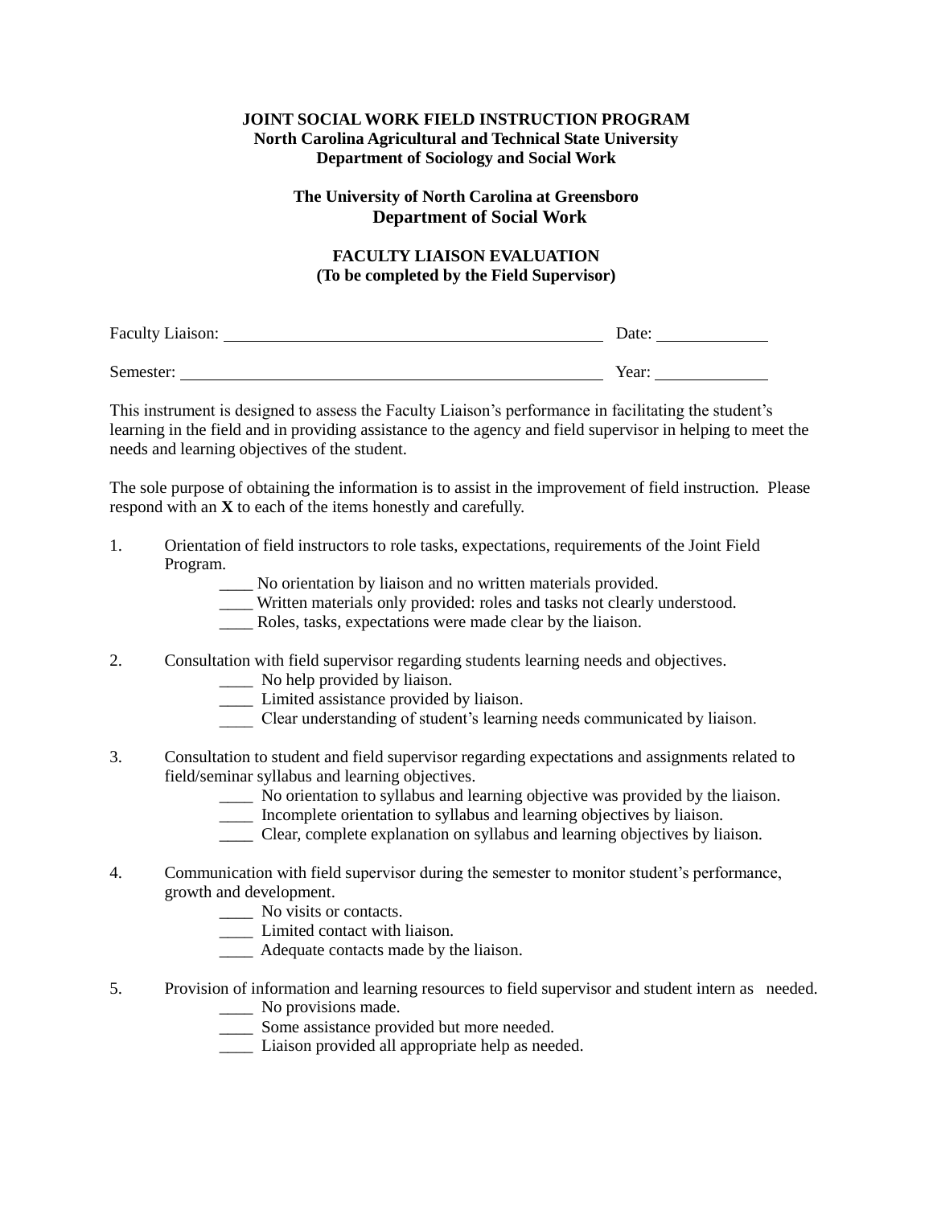**JOINT SOCIAL WORK FIELD INSTRUCTION PROGRAM**
**North Carolina Agricultural and Technical State University**
**Department of Sociology and Social Work**

**The University of North Carolina at Greensboro**
**Department of Social Work**

# FACULTY LIAISON EVALUATION
**(To be completed by the Field Supervisor)**

Faculty Liaison: ____________________________________________ Date: _____________

Semester: __________________________________________________ Year: _____________

This instrument is designed to assess the Faculty Liaison's performance in facilitating the student's learning in the field and in providing assistance to the agency and field supervisor in helping to meet the needs and learning objectives of the student.

The sole purpose of obtaining the information is to assist in the improvement of field instruction. Please respond with an **X** to each of the items honestly and carefully.

1. Orientation of field instructors to role tasks, expectations, requirements of the Joint Field Program.
   - ____ No orientation by liaison and no written materials provided.
   - ____ Written materials only provided: roles and tasks not clearly understood.
   - ____ Roles, tasks, expectations were made clear by the liaison.

2. Consultation with field supervisor regarding students learning needs and objectives.
   - ____ No help provided by liaison.
   - ____ Limited assistance provided by liaison.
   - ____ Clear understanding of student's learning needs communicated by liaison.

3. Consultation to student and field supervisor regarding expectations and assignments related to field/seminar syllabus and learning objectives.
   - ____ No orientation to syllabus and learning objective was provided by the liaison.
   - ____ Incomplete orientation to syllabus and learning objectives by liaison.
   - ____ Clear, complete explanation on syllabus and learning objectives by liaison.

4. Communication with field supervisor during the semester to monitor student's performance, growth and development.
   - ____ No visits or contacts.
   - ____ Limited contact with liaison.
   - ____ Adequate contacts made by the liaison.

5. Provision of information and learning resources to field supervisor and student intern as needed.
   - ____ No provisions made.
   - ____ Some assistance provided but more needed.
   - ____ Liaison provided all appropriate help as needed.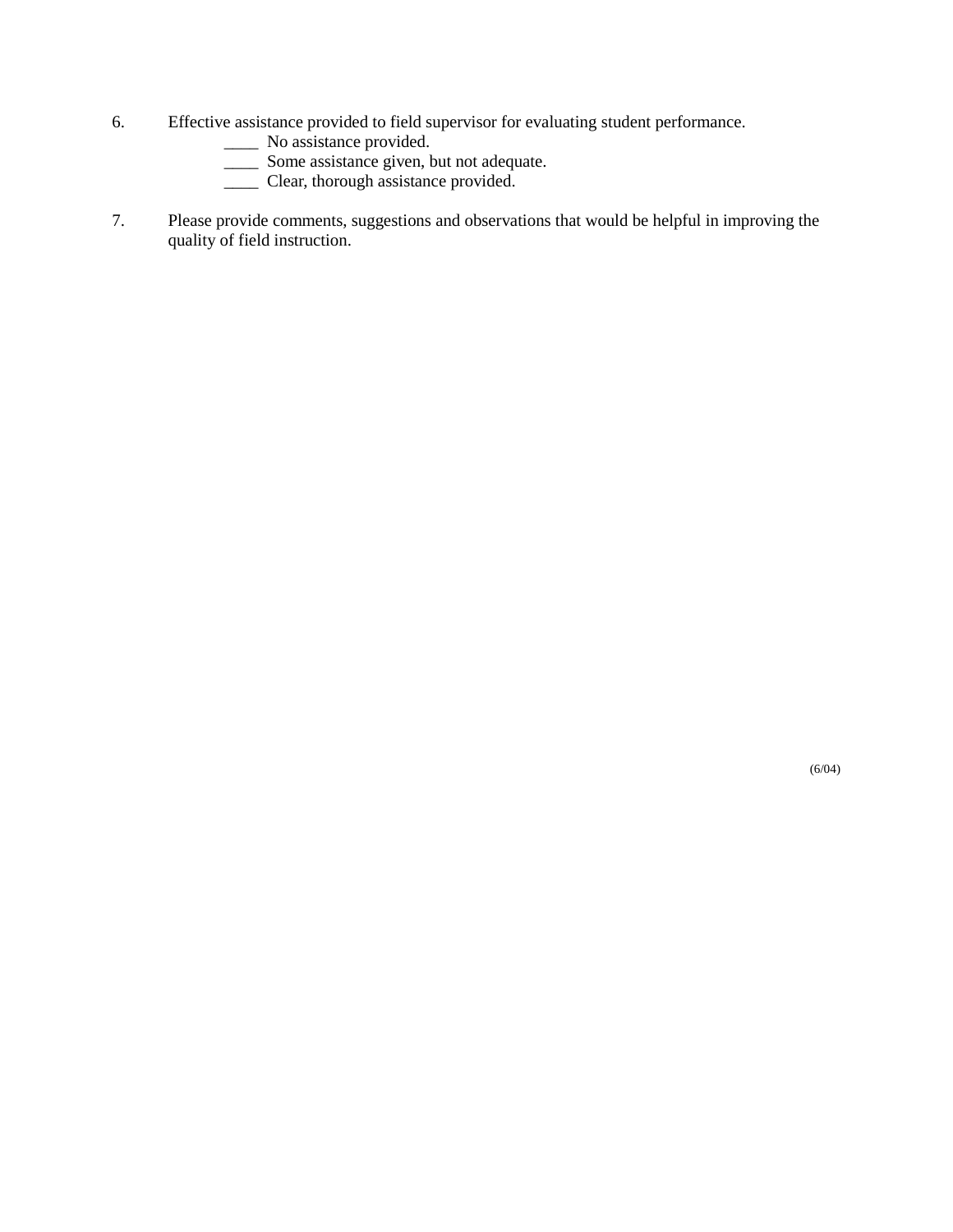6. Effective assistance provided to field supervisor for evaluating student performance.

    ____ No assistance provided.
    ____ Some assistance given, but not adequate.
    ____ Clear, thorough assistance provided.

7. Please provide comments, suggestions and observations that would be helpful in improving the quality of field instruction.

(6/04)